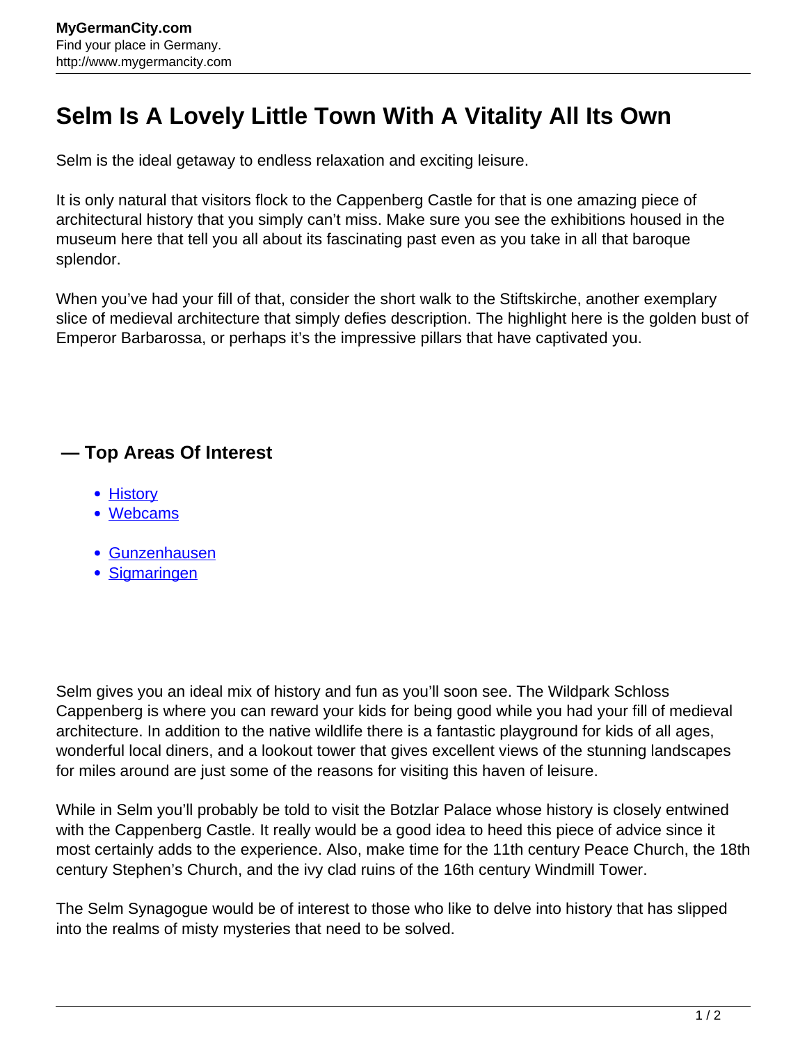# Selm Is A Lovely Little Town With A Vitality All Its Own

Selm is the ideal getaway to endless relaxation and exciting leisure.

It is only natural that visitors flock to the Cappenberg Castle for that is one amazing piece of architectural history that you simply can't miss. Make sure you see the exhibitions housed in the museum here that tell you all about its fascinating past even as you take in all that baroque splendor.

When you've had your fill of that, consider the short walk to the Stiftskirche, another exemplary slice of medieval architecture that simply defies description. The highlight here is the golden bust of Emperor Barbarossa, or perhaps it's the impressive pillars that have captivated you.

## — Top Areas Of Interest

- History
- Webcams

- Gunzenhausen
- Sigmaringen

Selm gives you an ideal mix of history and fun as you'll soon see. The Wildpark Schloss Cappenberg is where you can reward your kids for being good while you had your fill of medieval architecture. In addition to the native wildlife there is a fantastic playground for kids of all ages, wonderful local diners, and a lookout tower that gives excellent views of the stunning landscapes for miles around are just some of the reasons for visiting this haven of leisure.

While in Selm you'll probably be told to visit the Botzlar Palace whose history is closely entwined with the Cappenberg Castle. It really would be a good idea to heed this piece of advice since it most certainly adds to the experience. Also, make time for the 11th century Peace Church, the 18th century Stephen's Church, and the ivy clad ruins of the 16th century Windmill Tower.

The Selm Synagogue would be of interest to those who like to delve into history that has slipped into the realms of misty mysteries that need to be solved.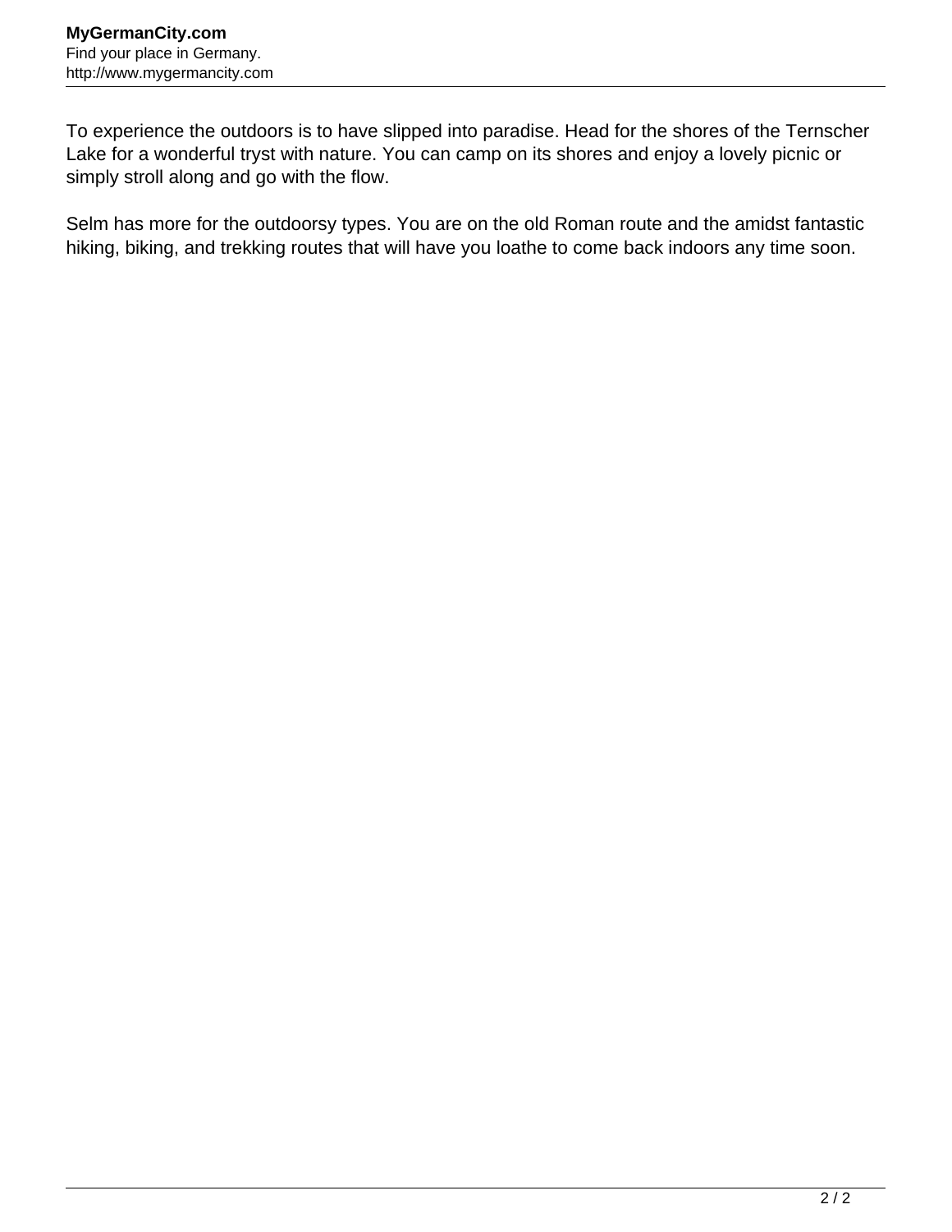To experience the outdoors is to have slipped into paradise. Head for the shores of the Ternscher Lake for a wonderful tryst with nature. You can camp on its shores and enjoy a lovely picnic or simply stroll along and go with the flow.

Selm has more for the outdoorsy types. You are on the old Roman route and the amidst fantastic hiking, biking, and trekking routes that will have you loathe to come back indoors any time soon.